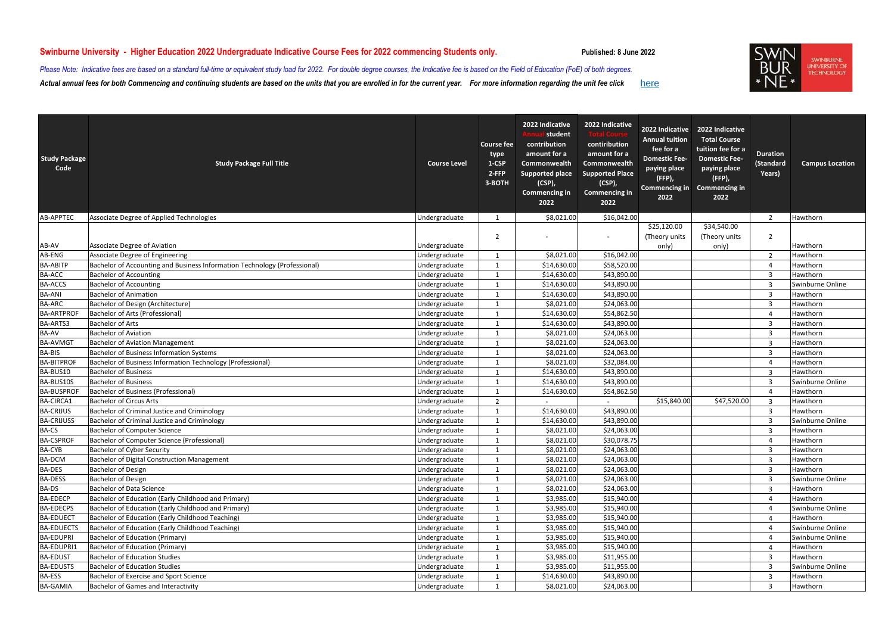**Swinburne University - Higher Education 2022 Undergraduate Indicative Course Fees for 2022 commencing Students only.** **Published: 8 June 2022**

*Please Note: Indicative fees are based on a standard full-time or equivalent study load for 2022. For double degree courses, the Indicative fee is based on the Field of Education (FoE) of both degrees.*

***Actual annual fees for both Commencing and continuing students are based on the units that you are enrolled in for the current year. For more information regarding the unit fee click*** here

| Study Package Code | Study Package Full Title | Course Level | Course fee type 1-CSP 2-FFP 3-BOTH | 2022 Indicative Annual student contribution amount for a Commonwealth Supported place (CSP), Commencing in 2022 | 2022 Indicative Total Course contribution amount for a Commonwealth Supported Place (CSP), Commencing in 2022 | 2022 Indicative Annual tuition fee for a Domestic Fee-paying place (FFP), Commencing in 2022 | 2022 Indicative Total Course tuition fee for a Domestic Fee-paying place (FFP), Commencing in 2022 | Duration (Standard Years) | Campus Location |
|---|---|---|---|---|---|---|---|---|---|
| AB-APPTEC | Associate Degree of Applied Technologies | Undergraduate | 1 | $8,021.00 | $16,042.00 | | | 2 | Hawthorn |
| AB-AV | Associate Degree of Aviation | Undergraduate | 2 | - | - | $25,120.00 (Theory units only) | $34,540.00 (Theory units only) | 2 | Hawthorn |
| AB-ENG | Associate Degree of Engineering | Undergraduate | 1 | $8,021.00 | $16,042.00 | | | 2 | Hawthorn |
| BA-ABITP | Bachelor of Accounting and Business Information Technology (Professional) | Undergraduate | 1 | $14,630.00 | $58,520.00 | | | 4 | Hawthorn |
| BA-ACC | Bachelor of Accounting | Undergraduate | 1 | $14,630.00 | $43,890.00 | | | 3 | Hawthorn |
| BA-ACCS | Bachelor of Accounting | Undergraduate | 1 | $14,630.00 | $43,890.00 | | | 3 | Swinburne Online |
| BA-ANI | Bachelor of Animation | Undergraduate | 1 | $14,630.00 | $43,890.00 | | | 3 | Hawthorn |
| BA-ARC | Bachelor of Design (Architecture) | Undergraduate | 1 | $8,021.00 | $24,063.00 | | | 3 | Hawthorn |
| BA-ARTPROF | Bachelor of Arts (Professional) | Undergraduate | 1 | $14,630.00 | $54,862.50 | | | 4 | Hawthorn |
| BA-ARTS3 | Bachelor of Arts | Undergraduate | 1 | $14,630.00 | $43,890.00 | | | 3 | Hawthorn |
| BA-AV | Bachelor of Aviation | Undergraduate | 1 | $8,021.00 | $24,063.00 | | | 3 | Hawthorn |
| BA-AVMGT | Bachelor of Aviation Management | Undergraduate | 1 | $8,021.00 | $24,063.00 | | | 3 | Hawthorn |
| BA-BIS | Bachelor of Business Information Systems | Undergraduate | 1 | $8,021.00 | $24,063.00 | | | 3 | Hawthorn |
| BA-BITPROF | Bachelor of Business Information Technology (Professional) | Undergraduate | 1 | $8,021.00 | $32,084.00 | | | 4 | Hawthorn |
| BA-BUS10 | Bachelor of Business | Undergraduate | 1 | $14,630.00 | $43,890.00 | | | 3 | Hawthorn |
| BA-BUS10S | Bachelor of Business | Undergraduate | 1 | $14,630.00 | $43,890.00 | | | 3 | Swinburne Online |
| BA-BUSPROF | Bachelor of Business (Professional) | Undergraduate | 1 | $14,630.00 | $54,862.50 | | | 4 | Hawthorn |
| BA-CIRCA1 | Bachelor of Circus Arts | Undergraduate | 2 | - | - | $15,840.00 | $47,520.00 | 3 | Hawthorn |
| BA-CRIJUS | Bachelor of Criminal Justice and Criminology | Undergraduate | 1 | $14,630.00 | $43,890.00 | | | 3 | Hawthorn |
| BA-CRIJUSS | Bachelor of Criminal Justice and Criminology | Undergraduate | 1 | $14,630.00 | $43,890.00 | | | 3 | Swinburne Online |
| BA-CS | Bachelor of Computer Science | Undergraduate | 1 | $8,021.00 | $24,063.00 | | | 3 | Hawthorn |
| BA-CSPROF | Bachelor of Computer Science (Professional) | Undergraduate | 1 | $8,021.00 | $30,078.75 | | | 4 | Hawthorn |
| BA-CYB | Bachelor of Cyber Security | Undergraduate | 1 | $8,021.00 | $24,063.00 | | | 3 | Hawthorn |
| BA-DCM | Bachelor of Digital Construction Management | Undergraduate | 1 | $8,021.00 | $24,063.00 | | | 3 | Hawthorn |
| BA-DES | Bachelor of Design | Undergraduate | 1 | $8,021.00 | $24,063.00 | | | 3 | Hawthorn |
| BA-DESS | Bachelor of Design | Undergraduate | 1 | $8,021.00 | $24,063.00 | | | 3 | Swinburne Online |
| BA-DS | Bachelor of Data Science | Undergraduate | 1 | $8,021.00 | $24,063.00 | | | 3 | Hawthorn |
| BA-EDECP | Bachelor of Education (Early Childhood and Primary) | Undergraduate | 1 | $3,985.00 | $15,940.00 | | | 4 | Hawthorn |
| BA-EDECPS | Bachelor of Education (Early Childhood and Primary) | Undergraduate | 1 | $3,985.00 | $15,940.00 | | | 4 | Swinburne Online |
| BA-EDUECT | Bachelor of Education (Early Childhood Teaching) | Undergraduate | 1 | $3,985.00 | $15,940.00 | | | 4 | Hawthorn |
| BA-EDUECTS | Bachelor of Education (Early Childhood Teaching) | Undergraduate | 1 | $3,985.00 | $15,940.00 | | | 4 | Swinburne Online |
| BA-EDUPRI | Bachelor of Education (Primary) | Undergraduate | 1 | $3,985.00 | $15,940.00 | | | 4 | Swinburne Online |
| BA-EDUPRI1 | Bachelor of Education (Primary) | Undergraduate | 1 | $3,985.00 | $15,940.00 | | | 4 | Hawthorn |
| BA-EDUST | Bachelor of Education Studies | Undergraduate | 1 | $3,985.00 | $11,955.00 | | | 3 | Hawthorn |
| BA-EDUSTS | Bachelor of Education Studies | Undergraduate | 1 | $3,985.00 | $11,955.00 | | | 3 | Swinburne Online |
| BA-ESS | Bachelor of Exercise and Sport Science | Undergraduate | 1 | $14,630.00 | $43,890.00 | | | 3 | Hawthorn |
| BA-GAMIA | Bachelor of Games and Interactivity | Undergraduate | 1 | $8,021.00 | $24,063.00 | | | 3 | Hawthorn |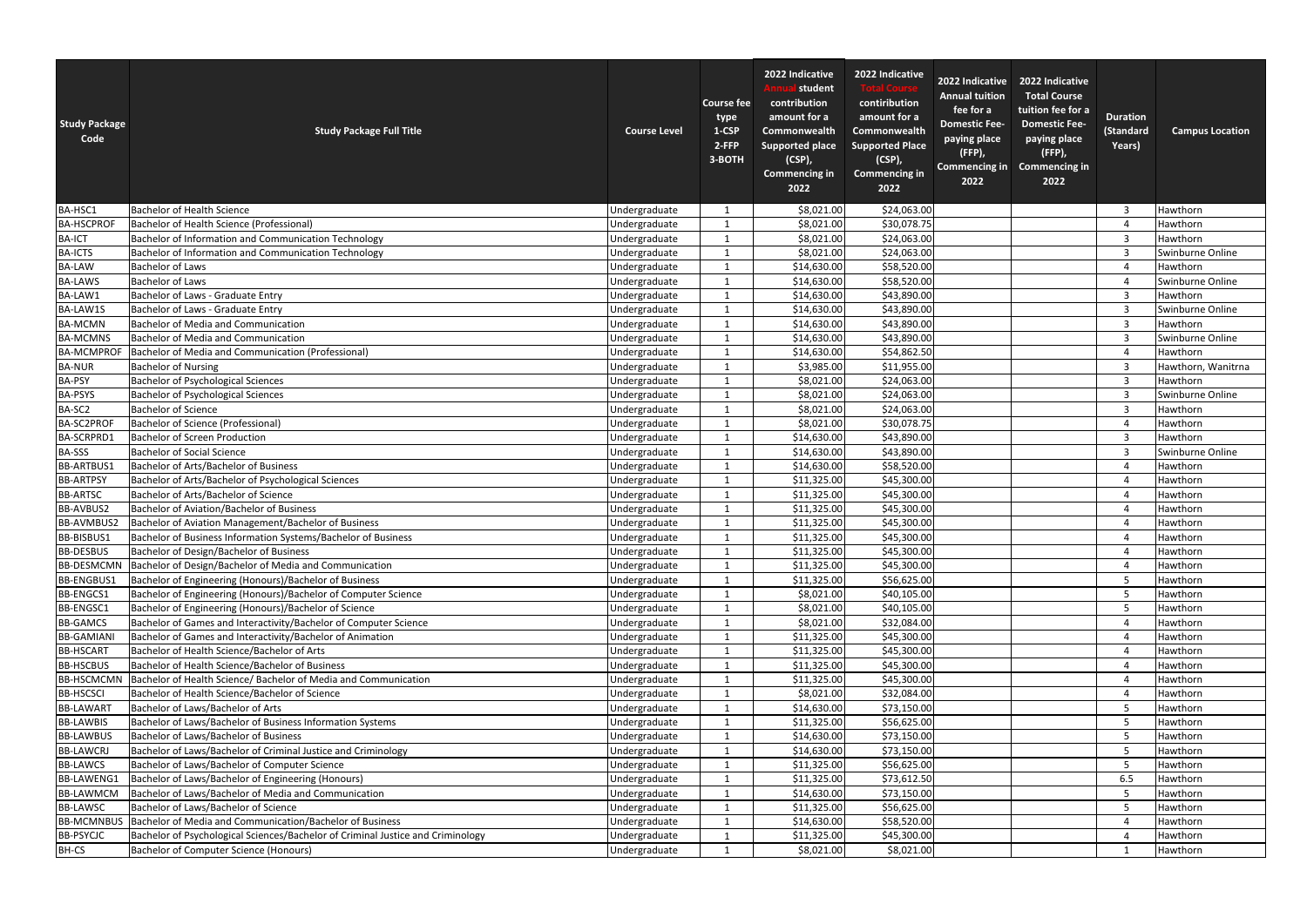| Study Package Code | Study Package Full Title | Course Level | Course fee type 1-CSP 2-FFP 3-BOTH | 2022 Indicative Annual student contribution amount for a Commonwealth Supported place (CSP), Commencing in 2022 | 2022 Indicative Total Course contiribution amount for a Commonwealth Supported Place (CSP), Commencing in 2022 | 2022 Indicative Annual tuition fee for a Domestic Fee-paying place (FFP), Commencing in 2022 | 2022 Indicative Total Course tuition fee for a Domestic Fee-paying place (FFP), Commencing in 2022 | Duration (Standard Years) | Campus Location |
|---|---|---|---|---|---|---|---|---|---|
| BA-HSC1 | Bachelor of Health Science | Undergraduate | 1 | $8,021.00 | $24,063.00 | | | 3 | Hawthorn |
| BA-HSCPROF | Bachelor of Health Science (Professional) | Undergraduate | 1 | $8,021.00 | $30,078.75 | | | 4 | Hawthorn |
| BA-ICT | Bachelor of Information and Communication Technology | Undergraduate | 1 | $8,021.00 | $24,063.00 | | | 3 | Hawthorn |
| BA-ICTS | Bachelor of Information and Communication Technology | Undergraduate | 1 | $8,021.00 | $24,063.00 | | | 3 | Swinburne Online |
| BA-LAW | Bachelor of Laws | Undergraduate | 1 | $14,630.00 | $58,520.00 | | | 4 | Hawthorn |
| BA-LAWS | Bachelor of Laws | Undergraduate | 1 | $14,630.00 | $58,520.00 | | | 4 | Swinburne Online |
| BA-LAW1 | Bachelor of Laws - Graduate Entry | Undergraduate | 1 | $14,630.00 | $43,890.00 | | | 3 | Hawthorn |
| BA-LAW1S | Bachelor of Laws - Graduate Entry | Undergraduate | 1 | $14,630.00 | $43,890.00 | | | 3 | Swinburne Online |
| BA-MCMN | Bachelor of Media and Communication | Undergraduate | 1 | $14,630.00 | $43,890.00 | | | 3 | Hawthorn |
| BA-MCMNS | Bachelor of Media and Communication | Undergraduate | 1 | $14,630.00 | $43,890.00 | | | 3 | Swinburne Online |
| BA-MCMPROF | Bachelor of Media and Communication (Professional) | Undergraduate | 1 | $14,630.00 | $54,862.50 | | | 4 | Hawthorn |
| BA-NUR | Bachelor of Nursing | Undergraduate | 1 | $3,985.00 | $11,955.00 | | | 3 | Hawthorn, Wanitrna |
| BA-PSY | Bachelor of Psychological Sciences | Undergraduate | 1 | $8,021.00 | $24,063.00 | | | 3 | Hawthorn |
| BA-PSYS | Bachelor of Psychological Sciences | Undergraduate | 1 | $8,021.00 | $24,063.00 | | | 3 | Swinburne Online |
| BA-SC2 | Bachelor of Science | Undergraduate | 1 | $8,021.00 | $24,063.00 | | | 3 | Hawthorn |
| BA-SC2PROF | Bachelor of Science (Professional) | Undergraduate | 1 | $8,021.00 | $30,078.75 | | | 4 | Hawthorn |
| BA-SCRPRD1 | Bachelor of Screen Production | Undergraduate | 1 | $14,630.00 | $43,890.00 | | | 3 | Hawthorn |
| BA-SSS | Bachelor of Social Science | Undergraduate | 1 | $14,630.00 | $43,890.00 | | | 3 | Swinburne Online |
| BB-ARTBUS1 | Bachelor of Arts/Bachelor of Business | Undergraduate | 1 | $14,630.00 | $58,520.00 | | | 4 | Hawthorn |
| BB-ARTPSY | Bachelor of Arts/Bachelor of Psychological Sciences | Undergraduate | 1 | $11,325.00 | $45,300.00 | | | 4 | Hawthorn |
| BB-ARTSC | Bachelor of Arts/Bachelor of Science | Undergraduate | 1 | $11,325.00 | $45,300.00 | | | 4 | Hawthorn |
| BB-AVBUS2 | Bachelor of Aviation/Bachelor of Business | Undergraduate | 1 | $11,325.00 | $45,300.00 | | | 4 | Hawthorn |
| BB-AVMBUS2 | Bachelor of Aviation Management/Bachelor of Business | Undergraduate | 1 | $11,325.00 | $45,300.00 | | | 4 | Hawthorn |
| BB-BISBUS1 | Bachelor of Business Information Systems/Bachelor of Business | Undergraduate | 1 | $11,325.00 | $45,300.00 | | | 4 | Hawthorn |
| BB-DESBUS | Bachelor of Design/Bachelor of Business | Undergraduate | 1 | $11,325.00 | $45,300.00 | | | 4 | Hawthorn |
| BB-DESMCMN | Bachelor of Design/Bachelor of Media and Communication | Undergraduate | 1 | $11,325.00 | $45,300.00 | | | 4 | Hawthorn |
| BB-ENGBUS1 | Bachelor of Engineering (Honours)/Bachelor of Business | Undergraduate | 1 | $11,325.00 | $56,625.00 | | | 5 | Hawthorn |
| BB-ENGCS1 | Bachelor of Engineering (Honours)/Bachelor of Computer Science | Undergraduate | 1 | $8,021.00 | $40,105.00 | | | 5 | Hawthorn |
| BB-ENGSC1 | Bachelor of Engineering (Honours)/Bachelor of Science | Undergraduate | 1 | $8,021.00 | $40,105.00 | | | 5 | Hawthorn |
| BB-GAMCS | Bachelor of Games and Interactivity/Bachelor of Computer Science | Undergraduate | 1 | $8,021.00 | $32,084.00 | | | 4 | Hawthorn |
| BB-GAMIANI | Bachelor of Games and Interactivity/Bachelor of Animation | Undergraduate | 1 | $11,325.00 | $45,300.00 | | | 4 | Hawthorn |
| BB-HSCART | Bachelor of Health Science/Bachelor of Arts | Undergraduate | 1 | $11,325.00 | $45,300.00 | | | 4 | Hawthorn |
| BB-HSCBUS | Bachelor of Health Science/Bachelor of Business | Undergraduate | 1 | $11,325.00 | $45,300.00 | | | 4 | Hawthorn |
| BB-HSCMCMN | Bachelor of Health Science/ Bachelor of Media and Communication | Undergraduate | 1 | $11,325.00 | $45,300.00 | | | 4 | Hawthorn |
| BB-HSCSCI | Bachelor of Health Science/Bachelor of Science | Undergraduate | 1 | $8,021.00 | $32,084.00 | | | 4 | Hawthorn |
| BB-LAWART | Bachelor of Laws/Bachelor of Arts | Undergraduate | 1 | $14,630.00 | $73,150.00 | | | 5 | Hawthorn |
| BB-LAWBIS | Bachelor of Laws/Bachelor of Business Information Systems | Undergraduate | 1 | $11,325.00 | $56,625.00 | | | 5 | Hawthorn |
| BB-LAWBUS | Bachelor of Laws/Bachelor of Business | Undergraduate | 1 | $14,630.00 | $73,150.00 | | | 5 | Hawthorn |
| BB-LAWCRJ | Bachelor of Laws/Bachelor of Criminal Justice and Criminology | Undergraduate | 1 | $14,630.00 | $73,150.00 | | | 5 | Hawthorn |
| BB-LAWCS | Bachelor of Laws/Bachelor of Computer Science | Undergraduate | 1 | $11,325.00 | $56,625.00 | | | 5 | Hawthorn |
| BB-LAWENG1 | Bachelor of Laws/Bachelor of Engineering (Honours) | Undergraduate | 1 | $11,325.00 | $73,612.50 | | | 6.5 | Hawthorn |
| BB-LAWMCM | Bachelor of Laws/Bachelor of Media and Communication | Undergraduate | 1 | $14,630.00 | $73,150.00 | | | 5 | Hawthorn |
| BB-LAWSC | Bachelor of Laws/Bachelor of Science | Undergraduate | 1 | $11,325.00 | $56,625.00 | | | 5 | Hawthorn |
| BB-MCMNBUS | Bachelor of Media and Communication/Bachelor of Business | Undergraduate | 1 | $14,630.00 | $58,520.00 | | | 4 | Hawthorn |
| BB-PSYCJC | Bachelor of Psychological Sciences/Bachelor of Criminal Justice and Criminology | Undergraduate | 1 | $11,325.00 | $45,300.00 | | | 4 | Hawthorn |
| BH-CS | Bachelor of Computer Science (Honours) | Undergraduate | 1 | $8,021.00 | $8,021.00 | | | 1 | Hawthorn |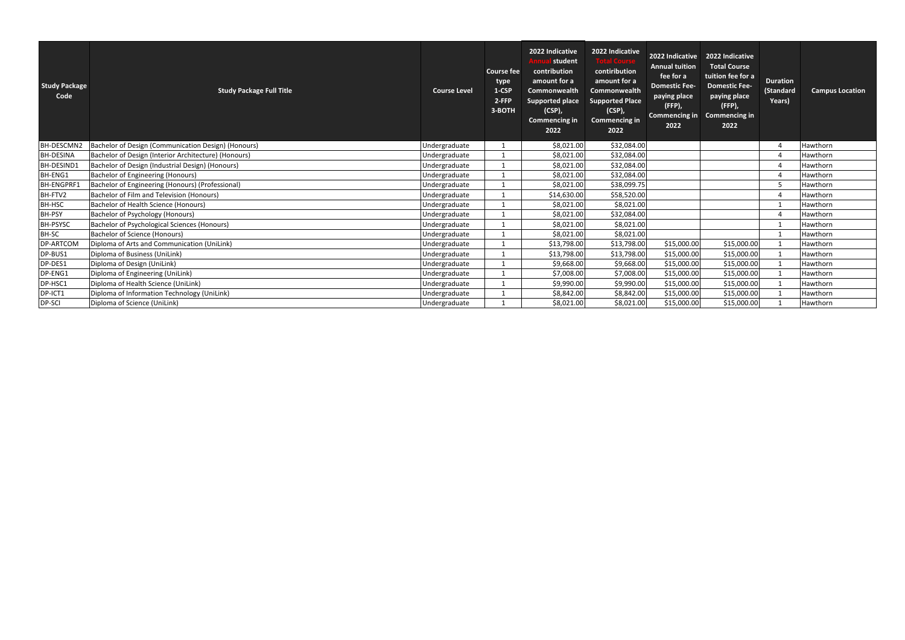| Study Package Code | Study Package Full Title | Course Level | Course fee type 1-CSP 2-FFP 3-BOTH | 2022 Indicative Annual student contribution amount for a Commonwealth Supported place (CSP), Commencing in 2022 | 2022 Indicative Total Course contibution amount for a Commonwealth Supported Place (CSP), Commencing in 2022 | 2022 Indicative Annual tuition fee for a Domestic Fee-paying place (FFP), Commencing in 2022 | 2022 Indicative Total Course tuition fee for a Domestic Fee-paying place (FFP), Commencing in 2022 | Duration (Standard Years) | Campus Location |
|---|---|---|---|---|---|---|---|---|---|
| BH-DESCMN2 | Bachelor of Design (Communication Design) (Honours) | Undergraduate | 1 | $8,021.00 | $32,084.00 | | | 4 | Hawthorn |
| BH-DESINA | Bachelor of Design (Interior Architecture) (Honours) | Undergraduate | 1 | $8,021.00 | $32,084.00 | | | 4 | Hawthorn |
| BH-DESIND1 | Bachelor of Design (Industrial Design) (Honours) | Undergraduate | 1 | $8,021.00 | $32,084.00 | | | 4 | Hawthorn |
| BH-ENG1 | Bachelor of Engineering (Honours) | Undergraduate | 1 | $8,021.00 | $32,084.00 | | | 4 | Hawthorn |
| BH-ENGPRF1 | Bachelor of Engineering (Honours) (Professional) | Undergraduate | 1 | $8,021.00 | $38,099.75 | | | 5 | Hawthorn |
| BH-FTV2 | Bachelor of Film and Television (Honours) | Undergraduate | 1 | $14,630.00 | $58,520.00 | | | 4 | Hawthorn |
| BH-HSC | Bachelor of Health Science (Honours) | Undergraduate | 1 | $8,021.00 | $8,021.00 | | | 1 | Hawthorn |
| BH-PSY | Bachelor of Psychology (Honours) | Undergraduate | 1 | $8,021.00 | $32,084.00 | | | 4 | Hawthorn |
| BH-PSYSC | Bachelor of Psychological Sciences (Honours) | Undergraduate | 1 | $8,021.00 | $8,021.00 | | | 1 | Hawthorn |
| BH-SC | Bachelor of Science (Honours) | Undergraduate | 1 | $8,021.00 | $8,021.00 | | | 1 | Hawthorn |
| DP-ARTCOM | Diploma of Arts and Communication (UniLink) | Undergraduate | 1 | $13,798.00 | $13,798.00 | $15,000.00 | $15,000.00 | 1 | Hawthorn |
| DP-BUS1 | Diploma of Business (UniLink) | Undergraduate | 1 | $13,798.00 | $13,798.00 | $15,000.00 | $15,000.00 | 1 | Hawthorn |
| DP-DES1 | Diploma of Design (UniLink) | Undergraduate | 1 | $9,668.00 | $9,668.00 | $15,000.00 | $15,000.00 | 1 | Hawthorn |
| DP-ENG1 | Diploma of Engineering (UniLink) | Undergraduate | 1 | $7,008.00 | $7,008.00 | $15,000.00 | $15,000.00 | 1 | Hawthorn |
| DP-HSC1 | Diploma of Health Science (UniLink) | Undergraduate | 1 | $9,990.00 | $9,990.00 | $15,000.00 | $15,000.00 | 1 | Hawthorn |
| DP-ICT1 | Diploma of Information Technology (UniLink) | Undergraduate | 1 | $8,842.00 | $8,842.00 | $15,000.00 | $15,000.00 | 1 | Hawthorn |
| DP-SCI | Diploma of Science (UniLink) | Undergraduate | 1 | $8,021.00 | $8,021.00 | $15,000.00 | $15,000.00 | 1 | Hawthorn |